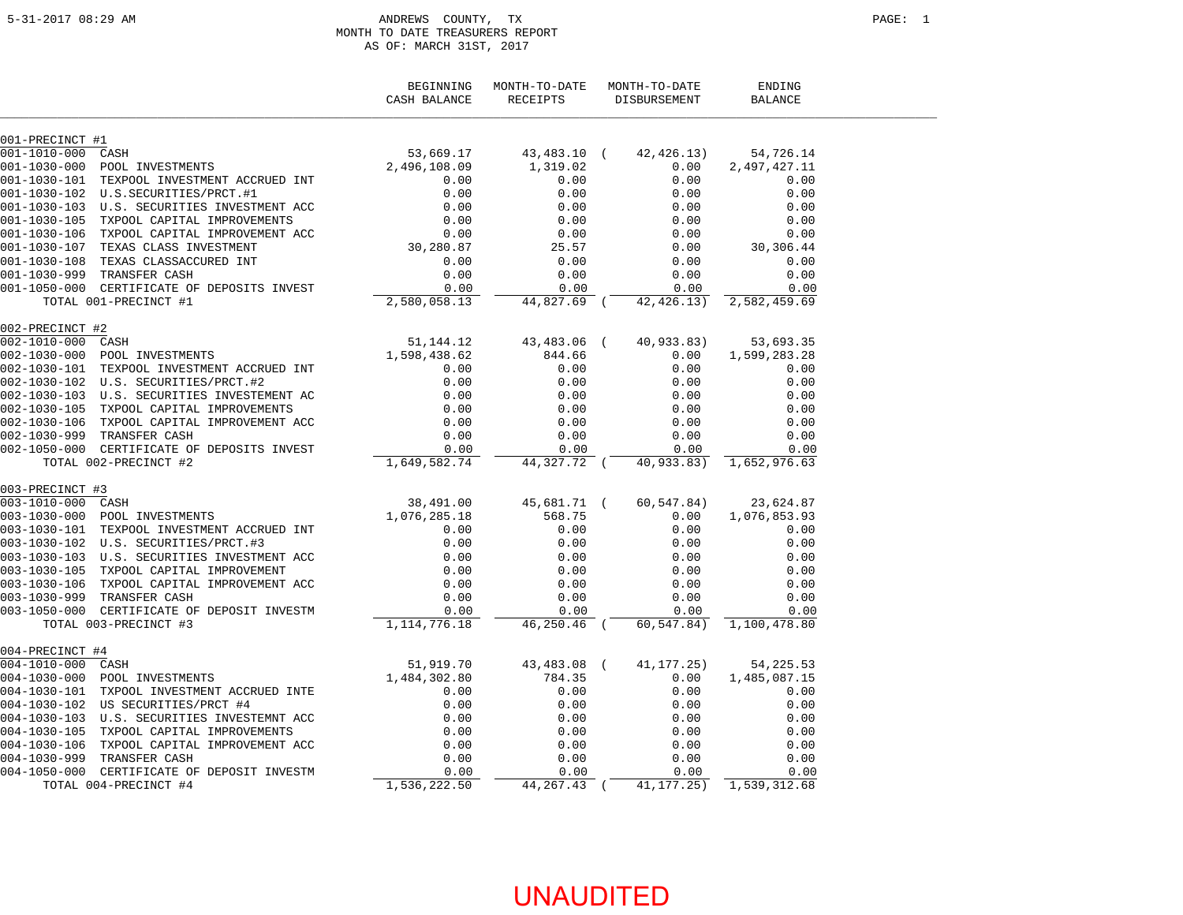# ANDREWS COUNTY, TX

## MONTH TO DATE TREASURERS REPORT

### AS OF: MARCH 31ST, 2017

5-31-2017 08:29 AM

| | BEGINNING CASH BALANCE | MONTH-TO-DATE RECEIPTS | MONTH-TO-DATE DISBURSEMENT | ENDING BALANCE |
|---|---|---|---|---|
| **001-PRECINCT #1** | | | | |
| 001-1010-000 CASH | 53,669.17 | 43,483.10 | (42,426.13) | 54,726.14 |
| 001-1030-000 POOL INVESTMENTS | 2,496,108.09 | 1,319.02 | 0.00 | 2,497,427.11 |
| 001-1030-101 TEXPOOL INVESTMENT ACCRUED INT | 0.00 | 0.00 | 0.00 | 0.00 |
| 001-1030-102 U.S.SECURITIES/PRCT.#1 | 0.00 | 0.00 | 0.00 | 0.00 |
| 001-1030-103 U.S. SECURITIES INVESTMENT ACC | 0.00 | 0.00 | 0.00 | 0.00 |
| 001-1030-105 TXPOOL CAPITAL IMPROVEMENTS | 0.00 | 0.00 | 0.00 | 0.00 |
| 001-1030-106 TXPOOL CAPITAL IMPROVEMENT ACC | 0.00 | 0.00 | 0.00 | 0.00 |
| 001-1030-107 TEXAS CLASS INVESTMENT | 30,280.87 | 25.57 | 0.00 | 30,306.44 |
| 001-1030-108 TEXAS CLASSACCURED INT | 0.00 | 0.00 | 0.00 | 0.00 |
| 001-1030-999 TRANSFER CASH | 0.00 | 0.00 | 0.00 | 0.00 |
| 001-1050-000 CERTIFICATE OF DEPOSITS INVEST | 0.00 | 0.00 | 0.00 | 0.00 |
| TOTAL 001-PRECINCT #1 | 2,580,058.13 | 44,827.69 | (42,426.13) | 2,582,459.69 |
| **002-PRECINCT #2** | | | | |
| 002-1010-000 CASH | 51,144.12 | 43,483.06 | (40,933.83) | 53,693.35 |
| 002-1030-000 POOL INVESTMENTS | 1,598,438.62 | 844.66 | 0.00 | 1,599,283.28 |
| 002-1030-101 TEXPOOL INVESTMENT ACCRUED INT | 0.00 | 0.00 | 0.00 | 0.00 |
| 002-1030-102 U.S. SECURITIES/PRCT.#2 | 0.00 | 0.00 | 0.00 | 0.00 |
| 002-1030-103 U.S. SECURITIES INVESTEMENT AC | 0.00 | 0.00 | 0.00 | 0.00 |
| 002-1030-105 TXPOOL CAPITAL IMPROVEMENTS | 0.00 | 0.00 | 0.00 | 0.00 |
| 002-1030-106 TXPOOL CAPITAL IMPROVEMENT ACC | 0.00 | 0.00 | 0.00 | 0.00 |
| 002-1030-999 TRANSFER CASH | 0.00 | 0.00 | 0.00 | 0.00 |
| 002-1050-000 CERTIFICATE OF DEPOSITS INVEST | 0.00 | 0.00 | 0.00 | 0.00 |
| TOTAL 002-PRECINCT #2 | 1,649,582.74 | 44,327.72 | (40,933.83) | 1,652,976.63 |
| **003-PRECINCT #3** | | | | |
| 003-1010-000 CASH | 38,491.00 | 45,681.71 | (60,547.84) | 23,624.87 |
| 003-1030-000 POOL INVESTMENTS | 1,076,285.18 | 568.75 | 0.00 | 1,076,853.93 |
| 003-1030-101 TEXPOOL INVESTMENT ACCRUED INT | 0.00 | 0.00 | 0.00 | 0.00 |
| 003-1030-102 U.S. SECURITIES/PRCT.#3 | 0.00 | 0.00 | 0.00 | 0.00 |
| 003-1030-103 U.S. SECURITIES INVESTMENT ACC | 0.00 | 0.00 | 0.00 | 0.00 |
| 003-1030-105 TXPOOL CAPITAL IMPROVEMENT | 0.00 | 0.00 | 0.00 | 0.00 |
| 003-1030-106 TXPOOL CAPITAL IMPROVEMENT ACC | 0.00 | 0.00 | 0.00 | 0.00 |
| 003-1030-999 TRANSFER CASH | 0.00 | 0.00 | 0.00 | 0.00 |
| 003-1050-000 CERTIFICATE OF DEPOSIT INVESTM | 0.00 | 0.00 | 0.00 | 0.00 |
| TOTAL 003-PRECINCT #3 | 1,114,776.18 | 46,250.46 | (60,547.84) | 1,100,478.80 |
| **004-PRECINCT #4** | | | | |
| 004-1010-000 CASH | 51,919.70 | 43,483.08 | (41,177.25) | 54,225.53 |
| 004-1030-000 POOL INVESTMENTS | 1,484,302.80 | 784.35 | 0.00 | 1,485,087.15 |
| 004-1030-101 TXPOOL INVESTMENT ACCRUED INTE | 0.00 | 0.00 | 0.00 | 0.00 |
| 004-1030-102 US SECURITIES/PRCT #4 | 0.00 | 0.00 | 0.00 | 0.00 |
| 004-1030-103 U.S. SECURITIES INVESTEMNT ACC | 0.00 | 0.00 | 0.00 | 0.00 |
| 004-1030-105 TXPOOL CAPITAL IMPROVEMENTS | 0.00 | 0.00 | 0.00 | 0.00 |
| 004-1030-106 TXPOOL CAPITAL IMPROVEMENT ACC | 0.00 | 0.00 | 0.00 | 0.00 |
| 004-1030-999 TRANSFER CASH | 0.00 | 0.00 | 0.00 | 0.00 |
| 004-1050-000 CERTIFICATE OF DEPOSIT INVESTM | 0.00 | 0.00 | 0.00 | 0.00 |
| TOTAL 004-PRECINCT #4 | 1,536,222.50 | 44,267.43 | (41,177.25) | 1,539,312.68 |

UNAUDITED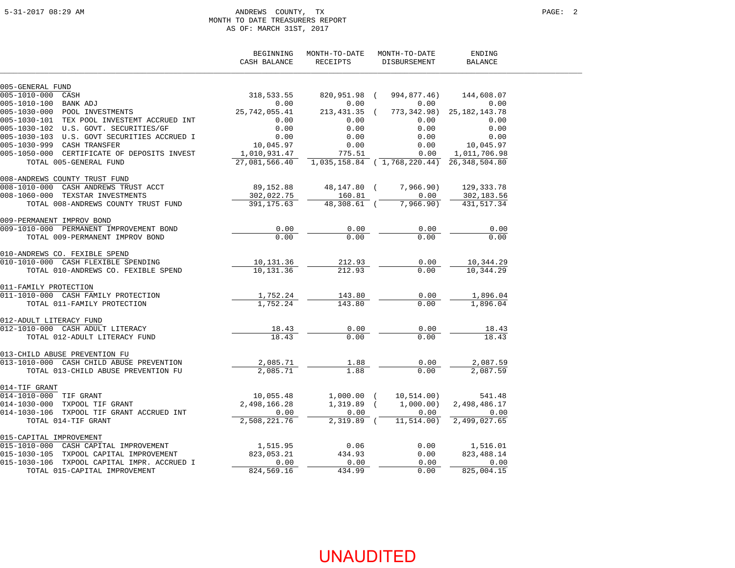# ANDREWS COUNTY, TX

## MONTH TO DATE TREASURERS REPORT

AS OF: MARCH 31ST, 2017

| | BEGINNING CASH BALANCE | MONTH-TO-DATE RECEIPTS | MONTH-TO-DATE DISBURSEMENT | ENDING BALANCE |
|---|---|---|---|---|
| **005-GENERAL FUND** | | | | |
| 005-1010-000 CASH | 318,533.55 | 820,951.98 | ( 994,877.46) | 144,608.07 |
| 005-1010-100 BANK ADJ | 0.00 | 0.00 | 0.00 | 0.00 |
| 005-1030-000 POOL INVESTMENTS | 25,742,055.41 | 213,431.35 | ( 773,342.98) | 25,182,143.78 |
| 005-1030-101 TEX POOL INVESTEMT ACCRUED INT | 0.00 | 0.00 | 0.00 | 0.00 |
| 005-1030-102 U.S. GOVT. SECURITIES/GF | 0.00 | 0.00 | 0.00 | 0.00 |
| 005-1030-103 U.S. GOVT SECURITIES ACCRUED I | 0.00 | 0.00 | 0.00 | 0.00 |
| 005-1030-999 CASH TRANSFER | 10,045.97 | 0.00 | 0.00 | 10,045.97 |
| 005-1050-000 CERTIFICATE OF DEPOSITS INVEST | 1,010,931.47 | 775.51 | 0.00 | 1,011,706.98 |
| TOTAL 005-GENERAL FUND | 27,081,566.40 | 1,035,158.84 | ( 1,768,220.44) | 26,348,504.80 |
| **008-ANDREWS COUNTY TRUST FUND** | | | | |
| 008-1010-000 CASH ANDREWS TRUST ACCT | 89,152.88 | 48,147.80 | ( 7,966.90) | 129,333.78 |
| 008-1060-000 TEXSTAR INVESTMENTS | 302,022.75 | 160.81 | 0.00 | 302,183.56 |
| TOTAL 008-ANDREWS COUNTY TRUST FUND | 391,175.63 | 48,308.61 | ( 7,966.90) | 431,517.34 |
| **009-PERMANENT IMPROV BOND** | | | | |
| 009-1010-000 PERMANENT IMPROVEMENT BOND | 0.00 | 0.00 | 0.00 | 0.00 |
| TOTAL 009-PERMANENT IMPROV BOND | 0.00 | 0.00 | 0.00 | 0.00 |
| **010-ANDREWS CO. FEXIBLE SPEND** | | | | |
| 010-1010-000 CASH FLEXIBLE SPENDING | 10,131.36 | 212.93 | 0.00 | 10,344.29 |
| TOTAL 010-ANDREWS CO. FEXIBLE SPEND | 10,131.36 | 212.93 | 0.00 | 10,344.29 |
| **011-FAMILY PROTECTION** | | | | |
| 011-1010-000 CASH FAMILY PROTECTION | 1,752.24 | 143.80 | 0.00 | 1,896.04 |
| TOTAL 011-FAMILY PROTECTION | 1,752.24 | 143.80 | 0.00 | 1,896.04 |
| **012-ADULT LITERACY FUND** | | | | |
| 012-1010-000 CASH ADULT LITERACY | 18.43 | 0.00 | 0.00 | 18.43 |
| TOTAL 012-ADULT LITERACY FUND | 18.43 | 0.00 | 0.00 | 18.43 |
| **013-CHILD ABUSE PREVENTION FU** | | | | |
| 013-1010-000 CASH CHILD ABUSE PREVENTION | 2,085.71 | 1.88 | 0.00 | 2,087.59 |
| TOTAL 013-CHILD ABUSE PREVENTION FU | 2,085.71 | 1.88 | 0.00 | 2,087.59 |
| **014-TIF GRANT** | | | | |
| 014-1010-000 TIF GRANT | 10,055.48 | 1,000.00 | ( 10,514.00) | 541.48 |
| 014-1030-000 TXPOOL TIF GRANT | 2,498,166.28 | 1,319.89 | ( 1,000.00) | 2,498,486.17 |
| 014-1030-106 TXPOOL TIF GRANT ACCRUED INT | 0.00 | 0.00 | 0.00 | 0.00 |
| TOTAL 014-TIF GRANT | 2,508,221.76 | 2,319.89 | ( 11,514.00) | 2,499,027.65 |
| **015-CAPITAL IMPROVEMENT** | | | | |
| 015-1010-000 CASH CAPITAL IMPROVEMENT | 1,515.95 | 0.06 | 0.00 | 1,516.01 |
| 015-1030-105 TXPOOL CAPITAL IMPROVEMENT | 823,053.21 | 434.93 | 0.00 | 823,488.14 |
| 015-1030-106 TXPOOL CAPITAL IMPR. ACCRUED I | 0.00 | 0.00 | 0.00 | 0.00 |
| TOTAL 015-CAPITAL IMPROVEMENT | 824,569.16 | 434.99 | 0.00 | 825,004.15 |

UNAUDITED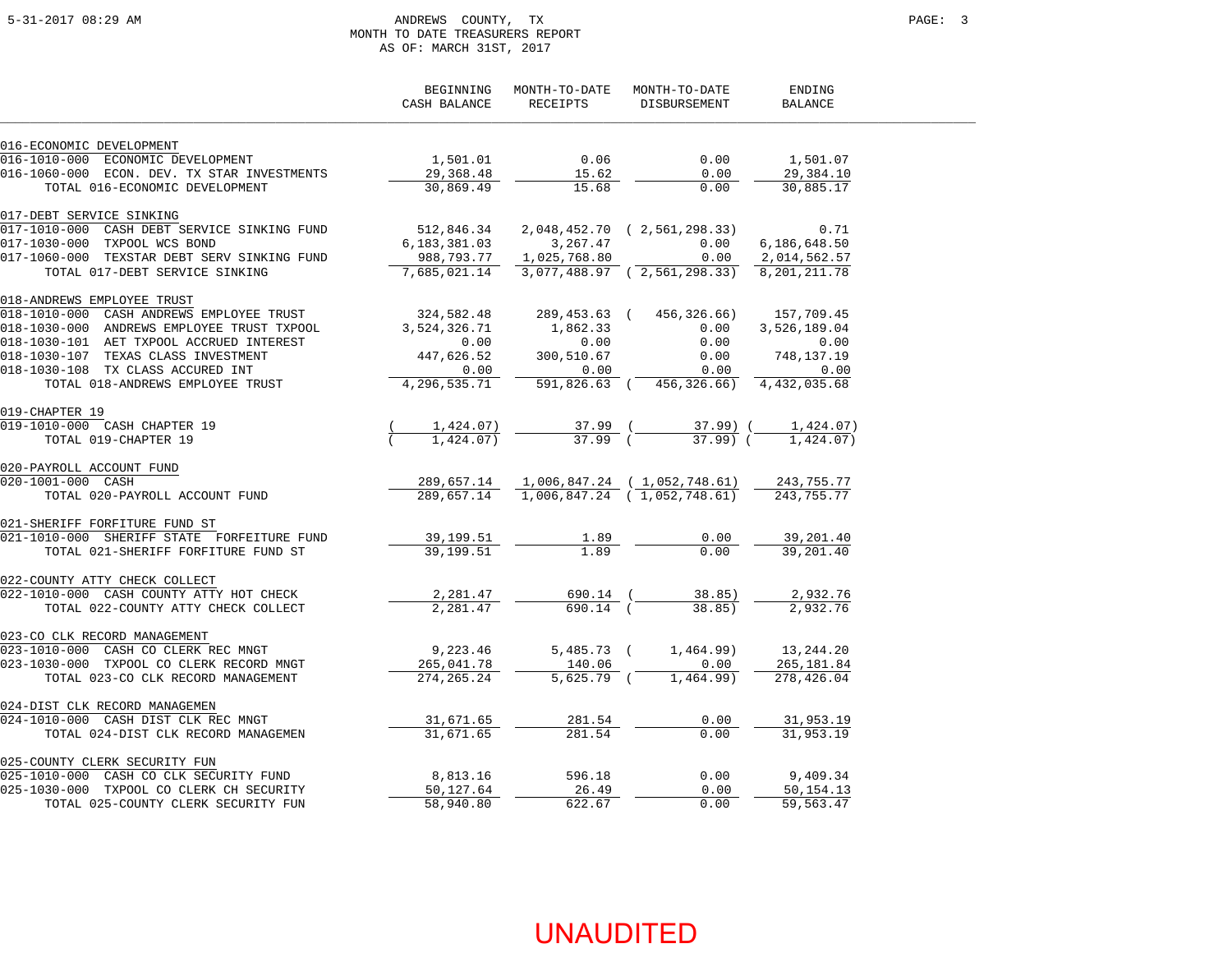ANDREWS COUNTY, TX
MONTH TO DATE TREASURERS REPORT
AS OF: MARCH 31ST, 2017

| | BEGINNING CASH BALANCE | MONTH-TO-DATE RECEIPTS | MONTH-TO-DATE DISBURSEMENT | ENDING BALANCE |
|---|---|---|---|---|
| **016-ECONOMIC DEVELOPMENT** | | | | |
| 016-1010-000 ECONOMIC DEVELOPMENT | 1,501.01 | 0.06 | 0.00 | 1,501.07 |
| 016-1060-000 ECON. DEV. TX STAR INVESTMENTS | 29,368.48 | 15.62 | 0.00 | 29,384.10 |
| TOTAL 016-ECONOMIC DEVELOPMENT | 30,869.49 | 15.68 | 0.00 | 30,885.17 |
| **017-DEBT SERVICE SINKING** | | | | |
| 017-1010-000 CASH DEBT SERVICE SINKING FUND | 512,846.34 | 2,048,452.70 | ( 2,561,298.33) | 0.71 |
| 017-1030-000 TXPOOL WCS BOND | 6,183,381.03 | 3,267.47 | 0.00 | 6,186,648.50 |
| 017-1060-000 TEXSTAR DEBT SERV SINKING FUND | 988,793.77 | 1,025,768.80 | 0.00 | 2,014,562.57 |
| TOTAL 017-DEBT SERVICE SINKING | 7,685,021.14 | 3,077,488.97 | ( 2,561,298.33) | 8,201,211.78 |
| **018-ANDREWS EMPLOYEE TRUST** | | | | |
| 018-1010-000 CASH ANDREWS EMPLOYEE TRUST | 324,582.48 | 289,453.63 | ( 456,326.66) | 157,709.45 |
| 018-1030-000 ANDREWS EMPLOYEE TRUST TXPOOL | 3,524,326.71 | 1,862.33 | 0.00 | 3,526,189.04 |
| 018-1030-101 AET TXPOOL ACCRUED INTEREST | 0.00 | 0.00 | 0.00 | 0.00 |
| 018-1030-107 TEXAS CLASS INVESTMENT | 447,626.52 | 300,510.67 | 0.00 | 748,137.19 |
| 018-1030-108 TX CLASS ACCURED INT | 0.00 | 0.00 | 0.00 | 0.00 |
| TOTAL 018-ANDREWS EMPLOYEE TRUST | 4,296,535.71 | 591,826.63 | ( 456,326.66) | 4,432,035.68 |
| **019-CHAPTER 19** | | | | |
| 019-1010-000 CASH CHAPTER 19 | ( 1,424.07) | 37.99 | ( 37.99) | ( 1,424.07) |
| TOTAL 019-CHAPTER 19 | ( 1,424.07) | 37.99 | ( 37.99) | ( 1,424.07) |
| **020-PAYROLL ACCOUNT FUND** | | | | |
| 020-1001-000 CASH | 289,657.14 | 1,006,847.24 | ( 1,052,748.61) | 243,755.77 |
| TOTAL 020-PAYROLL ACCOUNT FUND | 289,657.14 | 1,006,847.24 | ( 1,052,748.61) | 243,755.77 |
| **021-SHERIFF FORFITURE FUND ST** | | | | |
| 021-1010-000 SHERIFF STATE FORFEITURE FUND | 39,199.51 | 1.89 | 0.00 | 39,201.40 |
| TOTAL 021-SHERIFF FORFITURE FUND ST | 39,199.51 | 1.89 | 0.00 | 39,201.40 |
| **022-COUNTY ATTY CHECK COLLECT** | | | | |
| 022-1010-000 CASH COUNTY ATTY HOT CHECK | 2,281.47 | 690.14 | ( 38.85) | 2,932.76 |
| TOTAL 022-COUNTY ATTY CHECK COLLECT | 2,281.47 | 690.14 | ( 38.85) | 2,932.76 |
| **023-CO CLK RECORD MANAGEMENT** | | | | |
| 023-1010-000 CASH CO CLERK REC MNGT | 9,223.46 | 5,485.73 | ( 1,464.99) | 13,244.20 |
| 023-1030-000 TXPOOL CO CLERK RECORD MNGT | 265,041.78 | 140.06 | 0.00 | 265,181.84 |
| TOTAL 023-CO CLK RECORD MANAGEMENT | 274,265.24 | 5,625.79 | ( 1,464.99) | 278,426.04 |
| **024-DIST CLK RECORD MANAGEMEN** | | | | |
| 024-1010-000 CASH DIST CLK REC MNGT | 31,671.65 | 281.54 | 0.00 | 31,953.19 |
| TOTAL 024-DIST CLK RECORD MANAGEMEN | 31,671.65 | 281.54 | 0.00 | 31,953.19 |
| **025-COUNTY CLERK SECURITY FUN** | | | | |
| 025-1010-000 CASH CO CLK SECURITY FUND | 8,813.16 | 596.18 | 0.00 | 9,409.34 |
| 025-1030-000 TXPOOL CO CLERK CH SECURITY | 50,127.64 | 26.49 | 0.00 | 50,154.13 |
| TOTAL 025-COUNTY CLERK SECURITY FUN | 58,940.80 | 622.67 | 0.00 | 59,563.47 |

UNAUDITED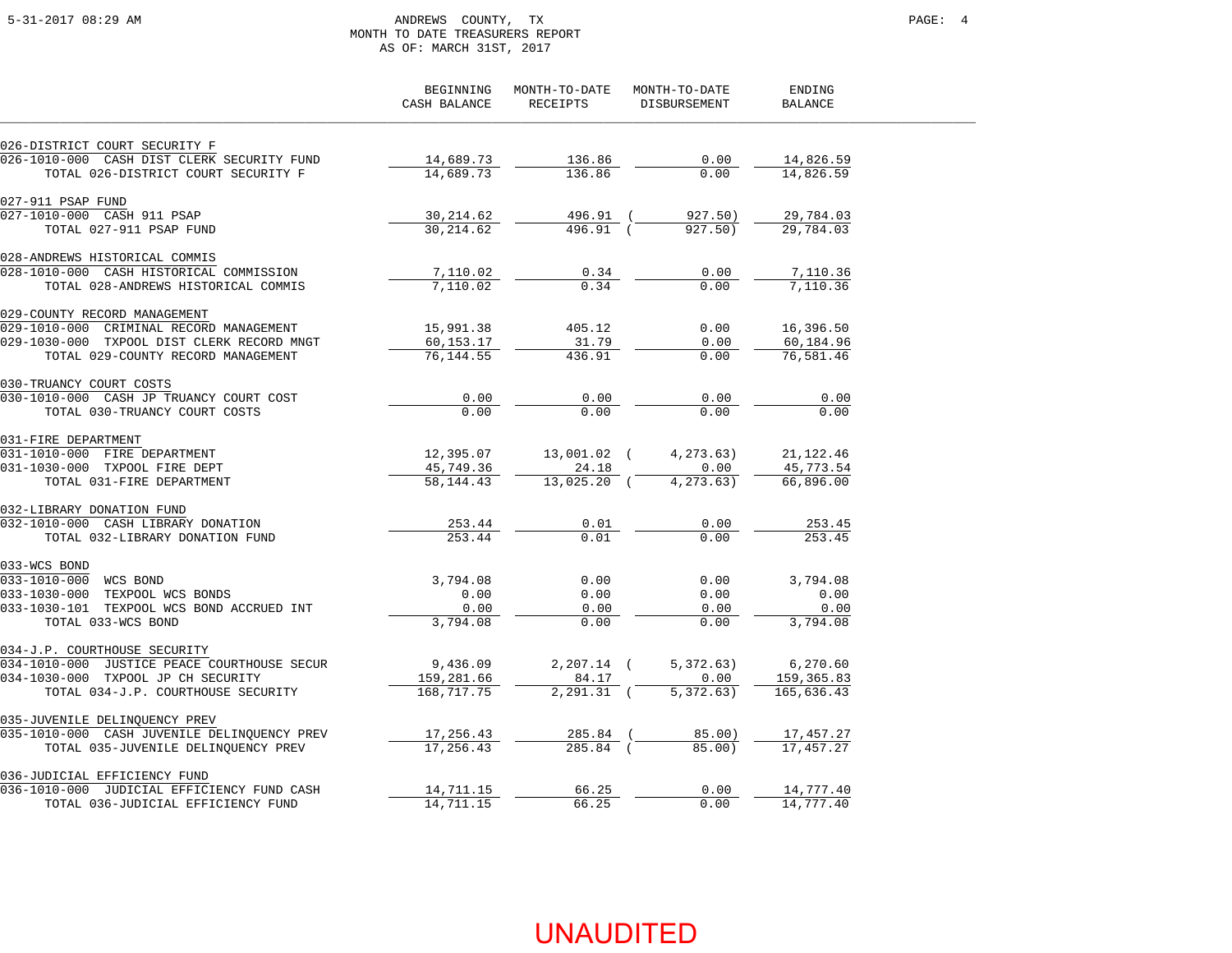ANDREWS COUNTY, TX
MONTH TO DATE TREASURERS REPORT
AS OF: MARCH 31ST, 2017

| | BEGINNING CASH BALANCE | MONTH-TO-DATE RECEIPTS | MONTH-TO-DATE DISBURSEMENT | ENDING BALANCE |
|---|---|---|---|---|
| **026-DISTRICT COURT SECURITY F** | | | | |
| 026-1010-000 CASH DIST CLERK SECURITY FUND | 14,689.73 | 136.86 | 0.00 | 14,826.59 |
| TOTAL 026-DISTRICT COURT SECURITY F | 14,689.73 | 136.86 | 0.00 | 14,826.59 |
| **027-911 PSAP FUND** | | | | |
| 027-1010-000 CASH 911 PSAP | 30,214.62 | 496.91 | ( 927.50) | 29,784.03 |
| TOTAL 027-911 PSAP FUND | 30,214.62 | 496.91 | ( 927.50) | 29,784.03 |
| **028-ANDREWS HISTORICAL COMMIS** | | | | |
| 028-1010-000 CASH HISTORICAL COMMISSION | 7,110.02 | 0.34 | 0.00 | 7,110.36 |
| TOTAL 028-ANDREWS HISTORICAL COMMIS | 7,110.02 | 0.34 | 0.00 | 7,110.36 |
| **029-COUNTY RECORD MANAGEMENT** | | | | |
| 029-1010-000 CRIMINAL RECORD MANAGEMENT | 15,991.38 | 405.12 | 0.00 | 16,396.50 |
| 029-1030-000 TXPOOL DIST CLERK RECORD MNGT | 60,153.17 | 31.79 | 0.00 | 60,184.96 |
| TOTAL 029-COUNTY RECORD MANAGEMENT | 76,144.55 | 436.91 | 0.00 | 76,581.46 |
| **030-TRUANCY COURT COSTS** | | | | |
| 030-1010-000 CASH JP TRUANCY COURT COST | 0.00 | 0.00 | 0.00 | 0.00 |
| TOTAL 030-TRUANCY COURT COSTS | 0.00 | 0.00 | 0.00 | 0.00 |
| **031-FIRE DEPARTMENT** | | | | |
| 031-1010-000 FIRE DEPARTMENT | 12,395.07 | 13,001.02 | ( 4,273.63) | 21,122.46 |
| 031-1030-000 TXPOOL FIRE DEPT | 45,749.36 | 24.18 | 0.00 | 45,773.54 |
| TOTAL 031-FIRE DEPARTMENT | 58,144.43 | 13,025.20 | ( 4,273.63) | 66,896.00 |
| **032-LIBRARY DONATION FUND** | | | | |
| 032-1010-000 CASH LIBRARY DONATION | 253.44 | 0.01 | 0.00 | 253.45 |
| TOTAL 032-LIBRARY DONATION FUND | 253.44 | 0.01 | 0.00 | 253.45 |
| **033-WCS BOND** | | | | |
| 033-1010-000 WCS BOND | 3,794.08 | 0.00 | 0.00 | 3,794.08 |
| 033-1030-000 TEXPOOL WCS BONDS | 0.00 | 0.00 | 0.00 | 0.00 |
| 033-1030-101 TEXPOOL WCS BOND ACCRUED INT | 0.00 | 0.00 | 0.00 | 0.00 |
| TOTAL 033-WCS BOND | 3,794.08 | 0.00 | 0.00 | 3,794.08 |
| **034-J.P. COURTHOUSE SECURITY** | | | | |
| 034-1010-000 JUSTICE PEACE COURTHOUSE SECUR | 9,436.09 | 2,207.14 | ( 5,372.63) | 6,270.60 |
| 034-1030-000 TXPOOL JP CH SECURITY | 159,281.66 | 84.17 | 0.00 | 159,365.83 |
| TOTAL 034-J.P. COURTHOUSE SECURITY | 168,717.75 | 2,291.31 | ( 5,372.63) | 165,636.43 |
| **035-JUVENILE DELINQUENCY PREV** | | | | |
| 035-1010-000 CASH JUVENILE DELINQUENCY PREV | 17,256.43 | 285.84 | ( 85.00) | 17,457.27 |
| TOTAL 035-JUVENILE DELINQUENCY PREV | 17,256.43 | 285.84 | ( 85.00) | 17,457.27 |
| **036-JUDICIAL EFFICIENCY FUND** | | | | |
| 036-1010-000 JUDICIAL EFFICIENCY FUND CASH | 14,711.15 | 66.25 | 0.00 | 14,777.40 |
| TOTAL 036-JUDICIAL EFFICIENCY FUND | 14,711.15 | 66.25 | 0.00 | 14,777.40 |

UNAUDITED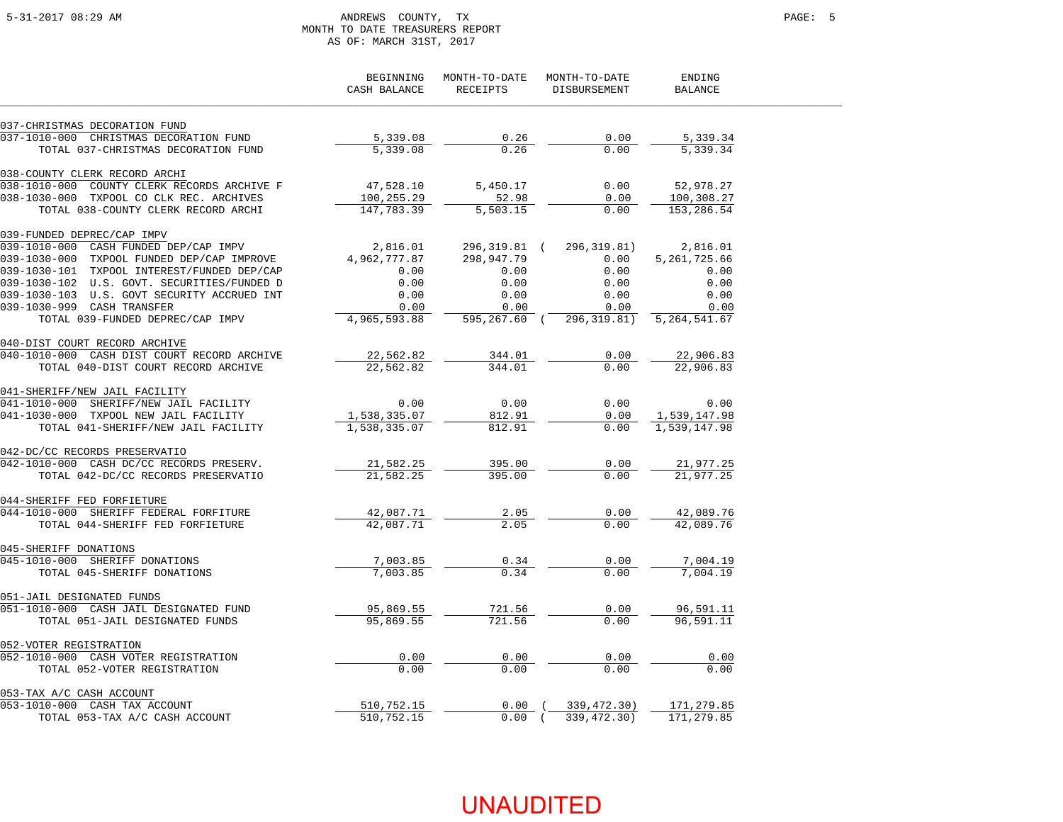# ANDREWS COUNTY, TX

## MONTH TO DATE TREASURERS REPORT

AS OF: MARCH 31ST, 2017

| | BEGINNING CASH BALANCE | MONTH-TO-DATE RECEIPTS | MONTH-TO-DATE DISBURSEMENT | ENDING BALANCE |
|---|---|---|---|---|
| **037-CHRISTMAS DECORATION FUND** | | | | |
| 037-1010-000 CHRISTMAS DECORATION FUND | 5,339.08 | 0.26 | 0.00 | 5,339.34 |
| TOTAL 037-CHRISTMAS DECORATION FUND | 5,339.08 | 0.26 | 0.00 | 5,339.34 |
| **038-COUNTY CLERK RECORD ARCHI** | | | | |
| 038-1010-000 COUNTY CLERK RECORDS ARCHIVE F | 47,528.10 | 5,450.17 | 0.00 | 52,978.27 |
| 038-1030-000 TXPOOL CO CLK REC. ARCHIVES | 100,255.29 | 52.98 | 0.00 | 100,308.27 |
| TOTAL 038-COUNTY CLERK RECORD ARCHI | 147,783.39 | 5,503.15 | 0.00 | 153,286.54 |
| **039-FUNDED DEPREC/CAP IMPV** | | | | |
| 039-1010-000 CASH FUNDED DEP/CAP IMPV | 2,816.01 | 296,319.81 | (296,319.81) | 2,816.01 |
| 039-1030-000 TXPOOL FUNDED DEP/CAP IMPROVE | 4,962,777.87 | 298,947.79 | 0.00 | 5,261,725.66 |
| 039-1030-101 TXPOOL INTEREST/FUNDED DEP/CAP | 0.00 | 0.00 | 0.00 | 0.00 |
| 039-1030-102 U.S. GOVT. SECURITIES/FUNDED D | 0.00 | 0.00 | 0.00 | 0.00 |
| 039-1030-103 U.S. GOVT SECURITY ACCRUED INT | 0.00 | 0.00 | 0.00 | 0.00 |
| 039-1030-999 CASH TRANSFER | 0.00 | 0.00 | 0.00 | 0.00 |
| TOTAL 039-FUNDED DEPREC/CAP IMPV | 4,965,593.88 | 595,267.60 | (296,319.81) | 5,264,541.67 |
| **040-DIST COURT RECORD ARCHIVE** | | | | |
| 040-1010-000 CASH DIST COURT RECORD ARCHIVE | 22,562.82 | 344.01 | 0.00 | 22,906.83 |
| TOTAL 040-DIST COURT RECORD ARCHIVE | 22,562.82 | 344.01 | 0.00 | 22,906.83 |
| **041-SHERIFF/NEW JAIL FACILITY** | | | | |
| 041-1010-000 SHERIFF/NEW JAIL FACILITY | 0.00 | 0.00 | 0.00 | 0.00 |
| 041-1030-000 TXPOOL NEW JAIL FACILITY | 1,538,335.07 | 812.91 | 0.00 | 1,539,147.98 |
| TOTAL 041-SHERIFF/NEW JAIL FACILITY | 1,538,335.07 | 812.91 | 0.00 | 1,539,147.98 |
| **042-DC/CC RECORDS PRESERVATIO** | | | | |
| 042-1010-000 CASH DC/CC RECORDS PRESERV. | 21,582.25 | 395.00 | 0.00 | 21,977.25 |
| TOTAL 042-DC/CC RECORDS PRESERVATIO | 21,582.25 | 395.00 | 0.00 | 21,977.25 |
| **044-SHERIFF FED FORFIETURE** | | | | |
| 044-1010-000 SHERIFF FEDERAL FORFITURE | 42,087.71 | 2.05 | 0.00 | 42,089.76 |
| TOTAL 044-SHERIFF FED FORFIETURE | 42,087.71 | 2.05 | 0.00 | 42,089.76 |
| **045-SHERIFF DONATIONS** | | | | |
| 045-1010-000 SHERIFF DONATIONS | 7,003.85 | 0.34 | 0.00 | 7,004.19 |
| TOTAL 045-SHERIFF DONATIONS | 7,003.85 | 0.34 | 0.00 | 7,004.19 |
| **051-JAIL DESIGNATED FUNDS** | | | | |
| 051-1010-000 CASH JAIL DESIGNATED FUND | 95,869.55 | 721.56 | 0.00 | 96,591.11 |
| TOTAL 051-JAIL DESIGNATED FUNDS | 95,869.55 | 721.56 | 0.00 | 96,591.11 |
| **052-VOTER REGISTRATION** | | | | |
| 052-1010-000 CASH VOTER REGISTRATION | 0.00 | 0.00 | 0.00 | 0.00 |
| TOTAL 052-VOTER REGISTRATION | 0.00 | 0.00 | 0.00 | 0.00 |
| **053-TAX A/C CASH ACCOUNT** | | | | |
| 053-1010-000 CASH TAX ACCOUNT | 510,752.15 | 0.00 | (339,472.30) | 171,279.85 |
| TOTAL 053-TAX A/C CASH ACCOUNT | 510,752.15 | 0.00 | (339,472.30) | 171,279.85 |

UNAUDITED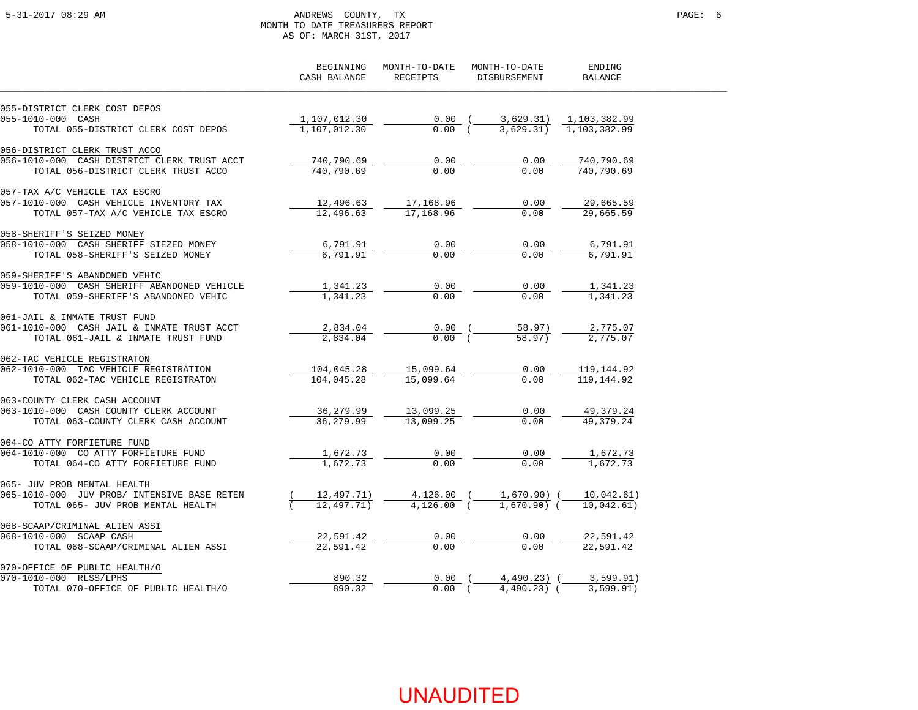ANDREWS COUNTY, TX
MONTH TO DATE TREASURERS REPORT
AS OF: MARCH 31ST, 2017

| | BEGINNING CASH BALANCE | MONTH-TO-DATE RECEIPTS | MONTH-TO-DATE DISBURSEMENT | ENDING BALANCE |
|---|---|---|---|---|
| **055-DISTRICT CLERK COST DEPOS** | | | | |
| 055-1010-000 CASH | 1,107,012.30 | 0.00 | (3,629.31) | 1,103,382.99 |
| TOTAL 055-DISTRICT CLERK COST DEPOS | 1,107,012.30 | 0.00 | (3,629.31) | 1,103,382.99 |
| **056-DISTRICT CLERK TRUST ACCO** | | | | |
| 056-1010-000 CASH DISTRICT CLERK TRUST ACCT | 740,790.69 | 0.00 | 0.00 | 740,790.69 |
| TOTAL 056-DISTRICT CLERK TRUST ACCO | 740,790.69 | 0.00 | 0.00 | 740,790.69 |
| **057-TAX A/C VEHICLE TAX ESCRO** | | | | |
| 057-1010-000 CASH VEHICLE INVENTORY TAX | 12,496.63 | 17,168.96 | 0.00 | 29,665.59 |
| TOTAL 057-TAX A/C VEHICLE TAX ESCRO | 12,496.63 | 17,168.96 | 0.00 | 29,665.59 |
| **058-SHERIFF'S SEIZED MONEY** | | | | |
| 058-1010-000 CASH SHERIFF SIEZED MONEY | 6,791.91 | 0.00 | 0.00 | 6,791.91 |
| TOTAL 058-SHERIFF'S SEIZED MONEY | 6,791.91 | 0.00 | 0.00 | 6,791.91 |
| **059-SHERIFF'S ABANDONED VEHIC** | | | | |
| 059-1010-000 CASH SHERIFF ABANDONED VEHICLE | 1,341.23 | 0.00 | 0.00 | 1,341.23 |
| TOTAL 059-SHERIFF'S ABANDONED VEHIC | 1,341.23 | 0.00 | 0.00 | 1,341.23 |
| **061-JAIL & INMATE TRUST FUND** | | | | |
| 061-1010-000 CASH JAIL & INMATE TRUST ACCT | 2,834.04 | 0.00 | (58.97) | 2,775.07 |
| TOTAL 061-JAIL & INMATE TRUST FUND | 2,834.04 | 0.00 | (58.97) | 2,775.07 |
| **062-TAC VEHICLE REGISTRATON** | | | | |
| 062-1010-000 TAC VEHICLE REGISTRATION | 104,045.28 | 15,099.64 | 0.00 | 119,144.92 |
| TOTAL 062-TAC VEHICLE REGISTRATON | 104,045.28 | 15,099.64 | 0.00 | 119,144.92 |
| **063-COUNTY CLERK CASH ACCOUNT** | | | | |
| 063-1010-000 CASH COUNTY CLERK ACCOUNT | 36,279.99 | 13,099.25 | 0.00 | 49,379.24 |
| TOTAL 063-COUNTY CLERK CASH ACCOUNT | 36,279.99 | 13,099.25 | 0.00 | 49,379.24 |
| **064-CO ATTY FORFIETURE FUND** | | | | |
| 064-1010-000 CO ATTY FORFIETURE FUND | 1,672.73 | 0.00 | 0.00 | 1,672.73 |
| TOTAL 064-CO ATTY FORFIETURE FUND | 1,672.73 | 0.00 | 0.00 | 1,672.73 |
| **065- JUV PROB MENTAL HEALTH** | | | | |
| 065-1010-000 JUV PROB/ INTENSIVE BASE RETEN | (12,497.71) | 4,126.00 | (1,670.90) | (10,042.61) |
| TOTAL 065- JUV PROB MENTAL HEALTH | (12,497.71) | 4,126.00 | (1,670.90) | (10,042.61) |
| **068-SCAAP/CRIMINAL ALIEN ASSI** | | | | |
| 068-1010-000 SCAAP CASH | 22,591.42 | 0.00 | 0.00 | 22,591.42 |
| TOTAL 068-SCAAP/CRIMINAL ALIEN ASSI | 22,591.42 | 0.00 | 0.00 | 22,591.42 |
| **070-OFFICE OF PUBLIC HEALTH/O** | | | | |
| 070-1010-000 RLSS/LPHS | 890.32 | 0.00 | (4,490.23) | (3,599.91) |
| TOTAL 070-OFFICE OF PUBLIC HEALTH/O | 890.32 | 0.00 | (4,490.23) | (3,599.91) |

UNAUDITED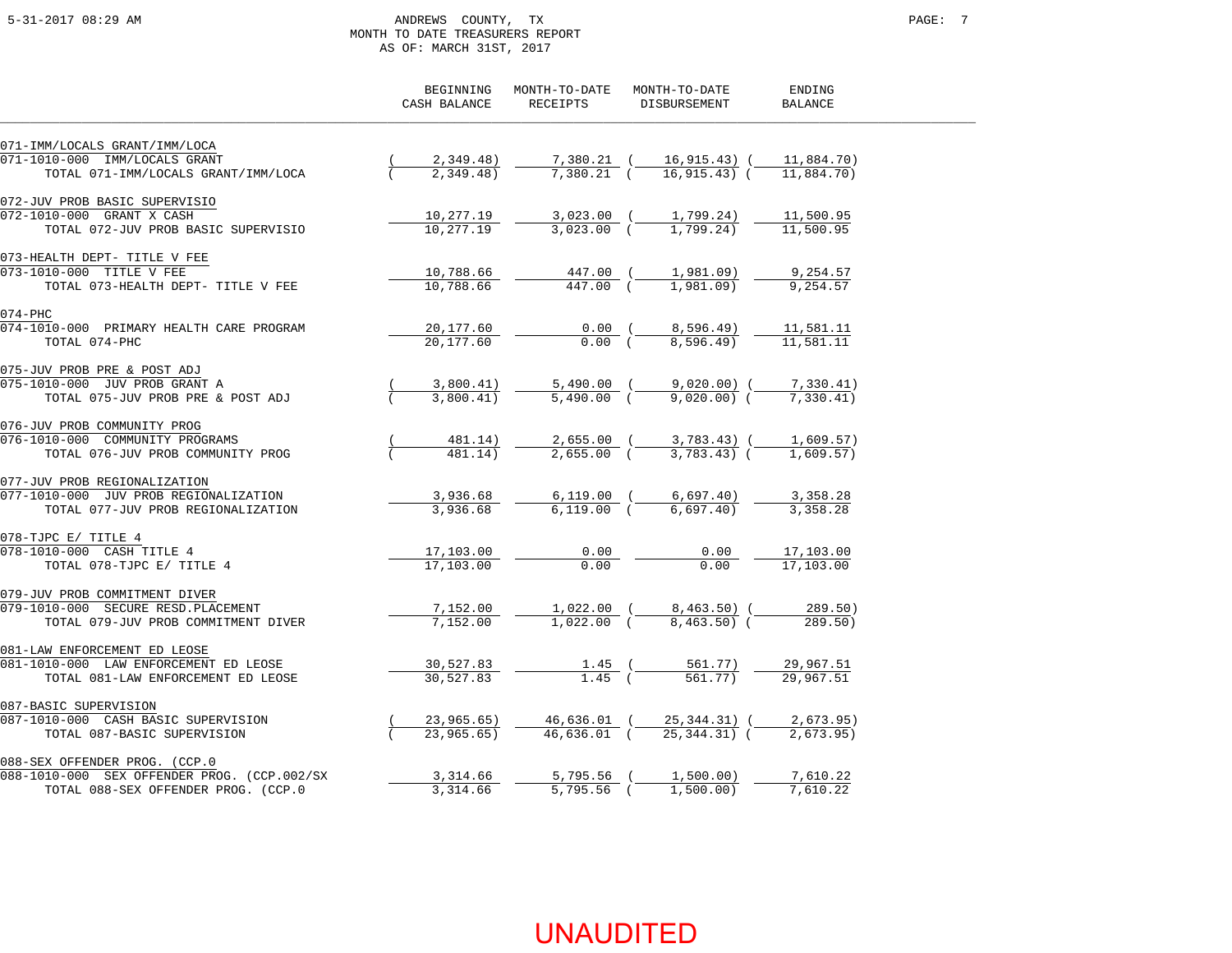ANDREWS COUNTY, TX
MONTH TO DATE TREASURERS REPORT
AS OF: MARCH 31ST, 2017

| | BEGINNING CASH BALANCE | MONTH-TO-DATE RECEIPTS | MONTH-TO-DATE DISBURSEMENT | ENDING BALANCE |
|---|---|---|---|---|
| **071-IMM/LOCALS GRANT/IMM/LOCA** | | | | |
| 071-1010-000 IMM/LOCALS GRANT | ( 2,349.48) | 7,380.21 | ( 16,915.43) | ( 11,884.70) |
| TOTAL 071-IMM/LOCALS GRANT/IMM/LOCA | ( 2,349.48) | 7,380.21 | ( 16,915.43) | ( 11,884.70) |
| **072-JUV PROB BASIC SUPERVISIO** | | | | |
| 072-1010-000 GRANT X CASH | 10,277.19 | 3,023.00 | ( 1,799.24) | 11,500.95 |
| TOTAL 072-JUV PROB BASIC SUPERVISIO | 10,277.19 | 3,023.00 | ( 1,799.24) | 11,500.95 |
| **073-HEALTH DEPT- TITLE V FEE** | | | | |
| 073-1010-000 TITLE V FEE | 10,788.66 | 447.00 | ( 1,981.09) | 9,254.57 |
| TOTAL 073-HEALTH DEPT- TITLE V FEE | 10,788.66 | 447.00 | ( 1,981.09) | 9,254.57 |
| **074-PHC** | | | | |
| 074-1010-000 PRIMARY HEALTH CARE PROGRAM | 20,177.60 | 0.00 | ( 8,596.49) | 11,581.11 |
| TOTAL 074-PHC | 20,177.60 | 0.00 | ( 8,596.49) | 11,581.11 |
| **075-JUV PROB PRE & POST ADJ** | | | | |
| 075-1010-000 JUV PROB GRANT A | ( 3,800.41) | 5,490.00 | ( 9,020.00) | ( 7,330.41) |
| TOTAL 075-JUV PROB PRE & POST ADJ | ( 3,800.41) | 5,490.00 | ( 9,020.00) | ( 7,330.41) |
| **076-JUV PROB COMMUNITY PROG** | | | | |
| 076-1010-000 COMMUNITY PROGRAMS | ( 481.14) | 2,655.00 | ( 3,783.43) | ( 1,609.57) |
| TOTAL 076-JUV PROB COMMUNITY PROG | ( 481.14) | 2,655.00 | ( 3,783.43) | ( 1,609.57) |
| **077-JUV PROB REGIONALIZATION** | | | | |
| 077-1010-000 JUV PROB REGIONALIZATION | 3,936.68 | 6,119.00 | ( 6,697.40) | 3,358.28 |
| TOTAL 077-JUV PROB REGIONALIZATION | 3,936.68 | 6,119.00 | ( 6,697.40) | 3,358.28 |
| **078-TJPC E/ TITLE 4** | | | | |
| 078-1010-000 CASH TITLE 4 | 17,103.00 | 0.00 | 0.00 | 17,103.00 |
| TOTAL 078-TJPC E/ TITLE 4 | 17,103.00 | 0.00 | 0.00 | 17,103.00 |
| **079-JUV PROB COMMITMENT DIVER** | | | | |
| 079-1010-000 SECURE RESD.PLACEMENT | 7,152.00 | 1,022.00 | ( 8,463.50) | ( 289.50) |
| TOTAL 079-JUV PROB COMMITMENT DIVER | 7,152.00 | 1,022.00 | ( 8,463.50) | ( 289.50) |
| **081-LAW ENFORCEMENT ED LEOSE** | | | | |
| 081-1010-000 LAW ENFORCEMENT ED LEOSE | 30,527.83 | 1.45 | ( 561.77) | 29,967.51 |
| TOTAL 081-LAW ENFORCEMENT ED LEOSE | 30,527.83 | 1.45 | ( 561.77) | 29,967.51 |
| **087-BASIC SUPERVISION** | | | | |
| 087-1010-000 CASH BASIC SUPERVISION | ( 23,965.65) | 46,636.01 | ( 25,344.31) | ( 2,673.95) |
| TOTAL 087-BASIC SUPERVISION | ( 23,965.65) | 46,636.01 | ( 25,344.31) | ( 2,673.95) |
| **088-SEX OFFENDER PROG. (CCP.0** | | | | |
| 088-1010-000 SEX OFFENDER PROG. (CCP.002/SX | 3,314.66 | 5,795.56 | ( 1,500.00) | 7,610.22 |
| TOTAL 088-SEX OFFENDER PROG. (CCP.0 | 3,314.66 | 5,795.56 | ( 1,500.00) | 7,610.22 |

UNAUDITED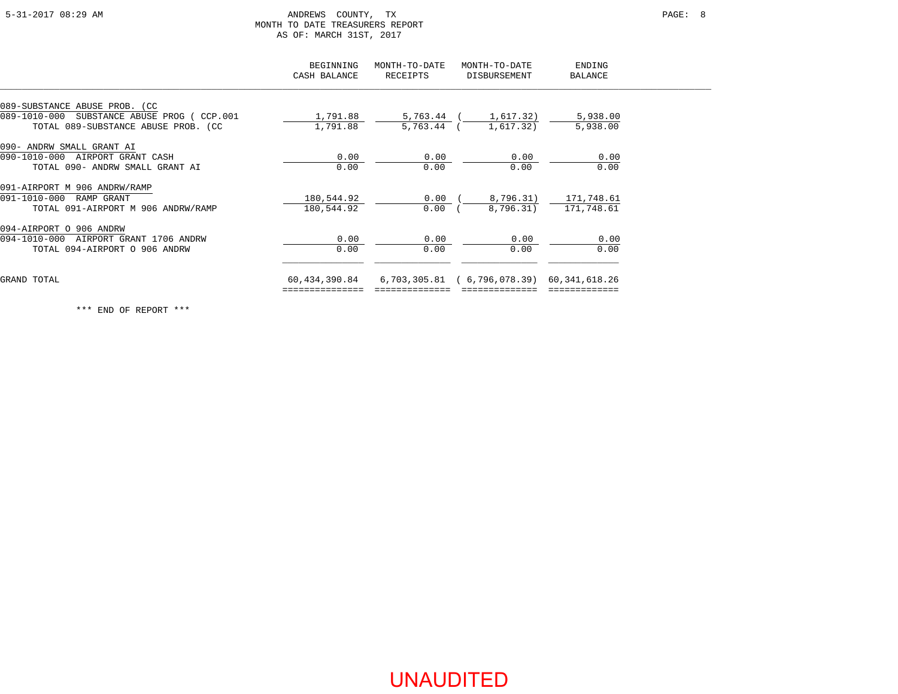ANDREWS COUNTY, TX
MONTH TO DATE TREASURERS REPORT
AS OF: MARCH 31ST, 2017

| | BEGINNING CASH BALANCE | MONTH-TO-DATE RECEIPTS | MONTH-TO-DATE DISBURSEMENT | ENDING BALANCE |
|---|---|---|---|---|
| **089-SUBSTANCE ABUSE PROB. (CC** | | | | |
| 089-1010-000 SUBSTANCE ABUSE PROG ( CCP.001 | 1,791.88 | 5,763.44 | ( 1,617.32) | 5,938.00 |
| TOTAL 089-SUBSTANCE ABUSE PROB. (CC | 1,791.88 | 5,763.44 | ( 1,617.32) | 5,938.00 |
| **090- ANDRW SMALL GRANT AI** | | | | |
| 090-1010-000 AIRPORT GRANT CASH | 0.00 | 0.00 | 0.00 | 0.00 |
| TOTAL 090- ANDRW SMALL GRANT AI | 0.00 | 0.00 | 0.00 | 0.00 |
| **091-AIRPORT M 906 ANDRW/RAMP** | | | | |
| 091-1010-000 RAMP GRANT | 180,544.92 | 0.00 | ( 8,796.31) | 171,748.61 |
| TOTAL 091-AIRPORT M 906 ANDRW/RAMP | 180,544.92 | 0.00 | ( 8,796.31) | 171,748.61 |
| **094-AIRPORT O 906 ANDRW** | | | | |
| 094-1010-000 AIRPORT GRANT 1706 ANDRW | 0.00 | 0.00 | 0.00 | 0.00 |
| TOTAL 094-AIRPORT O 906 ANDRW | 0.00 | 0.00 | 0.00 | 0.00 |
| GRAND TOTAL | 60,434,390.84 | 6,703,305.81 | ( 6,796,078.39) | 60,341,618.26 |

*** END OF REPORT ***

UNAUDITED